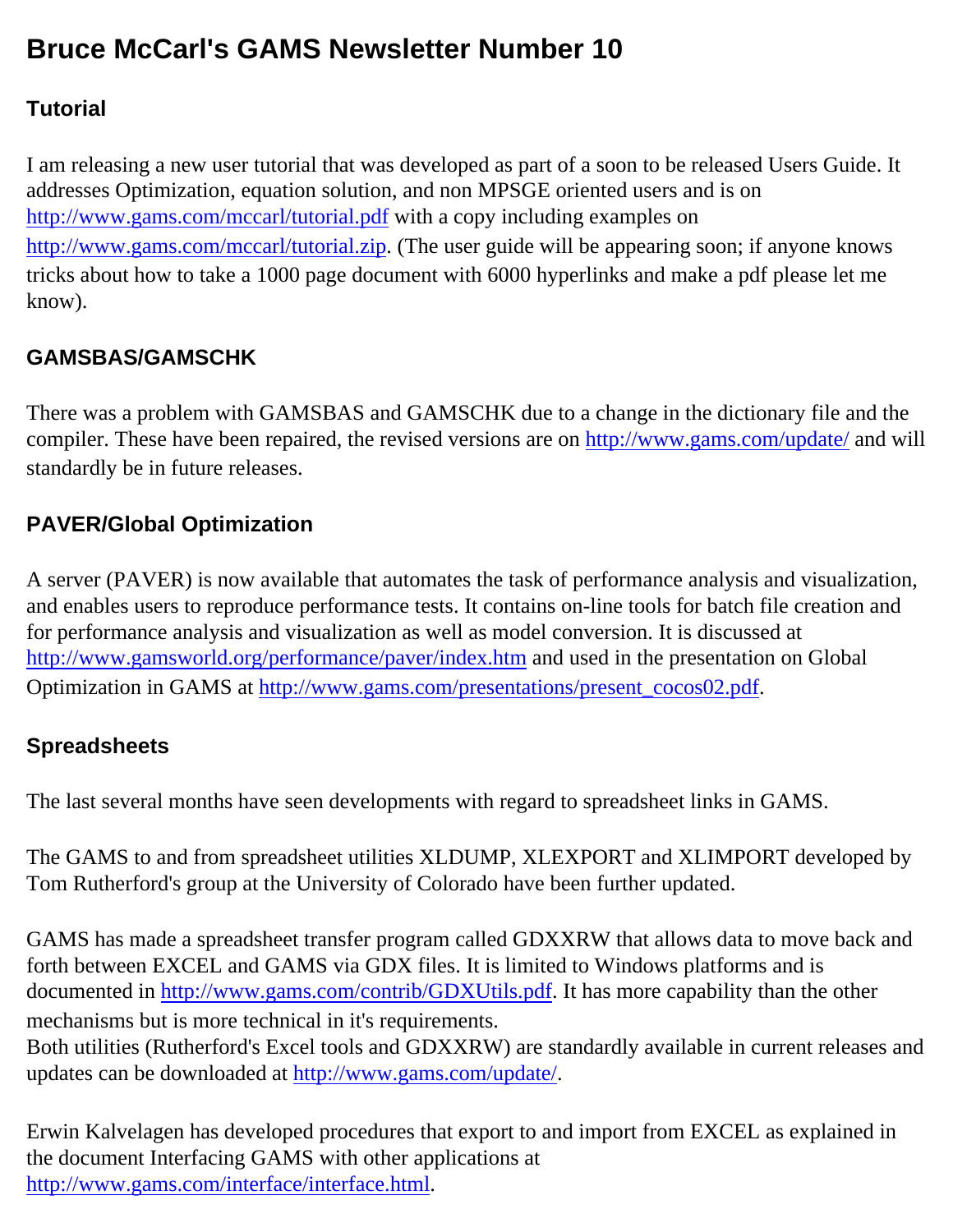# Bruce McCarl's GAMS Newsletter Number 10

## Tutorial

I am releasing a new user tutorial that was developed as part of a soon to be released Users Guide. It addresses Optimization, equation solution, and non MPSGE oriented users and is on http://www.gams.com/mccarl/tutorial.pdf with a copy including examples on http://www.gams.com/mccarl/tutorial.zip. (The user guide will be appearing soon; if anyone knows tricks about how to take a 1000 page document with 6000 hyperlinks and make a pdf please let me know).

## GAMSBAS/GAMSCHK

There was a problem with GAMSBAS and GAMSCHK due to a change in the dictionary file and the compiler. These have been repaired, the revised versions are on http://www.gams.com/update/ and will standardly be in future releases.

## PAVER/Global Optimization

A server (PAVER) is now available that automates the task of performance analysis and visualization, and enables users to reproduce performance tests. It contains on-line tools for batch file creation and for performance analysis and visualization as well as model conversion. It is discussed at http://www.gamsworld.org/performance/paver/index.htm and used in the presentation on Global Optimization in GAMS at http://www.gams.com/presentations/present_cocos02.pdf.

## Spreadsheets

The last several months have seen developments with regard to spreadsheet links in GAMS.

The GAMS to and from spreadsheet utilities XLDUMP, XLEXPORT and XLIMPORT developed by Tom Rutherford's group at the University of Colorado have been further updated.

GAMS has made a spreadsheet transfer program called GDXXRW that allows data to move back and forth between EXCEL and GAMS via GDX files. It is limited to Windows platforms and is documented in http://www.gams.com/contrib/GDXUtils.pdf. It has more capability than the other mechanisms but is more technical in it's requirements.
Both utilities (Rutherford's Excel tools and GDXXRW) are standardly available in current releases and updates can be downloaded at http://www.gams.com/update/.

Erwin Kalvelagen has developed procedures that export to and import from EXCEL as explained in the document Interfacing GAMS with other applications at http://www.gams.com/interface/interface.html.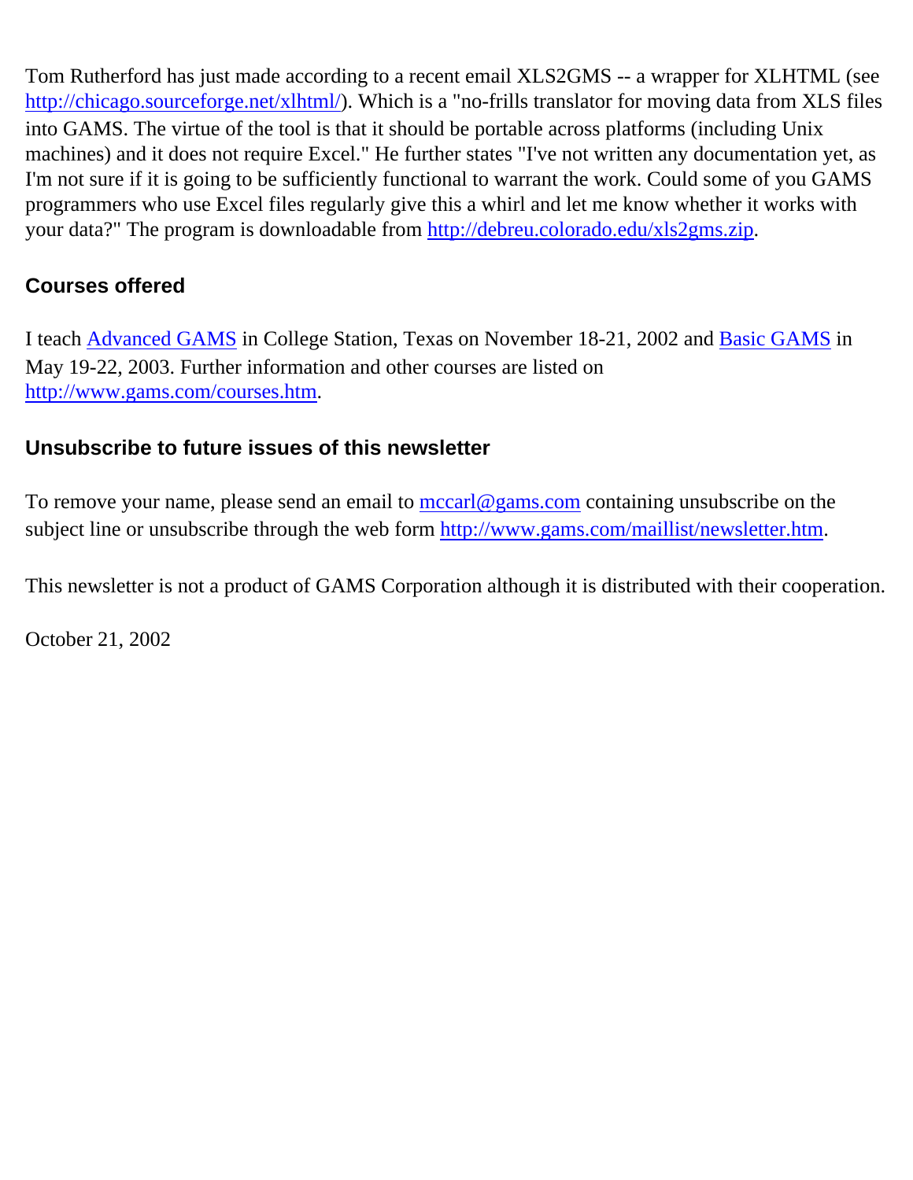Tom Rutherford has just made according to a recent email XLS2GMS -- a wrapper for XLHTML (see http://chicago.sourceforge.net/xlhtml/). Which is a "no-frills translator for moving data from XLS files into GAMS. The virtue of the tool is that it should be portable across platforms (including Unix machines) and it does not require Excel." He further states "I've not written any documentation yet, as I'm not sure if it is going to be sufficiently functional to warrant the work. Could some of you GAMS programmers who use Excel files regularly give this a whirl and let me know whether it works with your data?" The program is downloadable from http://debreu.colorado.edu/xls2gms.zip.

### Courses offered

I teach Advanced GAMS in College Station, Texas on November 18-21, 2002 and Basic GAMS in May 19-22, 2003. Further information and other courses are listed on http://www.gams.com/courses.htm.

### Unsubscribe to future issues of this newsletter

To remove your name, please send an email to mccarl@gams.com containing unsubscribe on the subject line or unsubscribe through the web form http://www.gams.com/maillist/newsletter.htm.

This newsletter is not a product of GAMS Corporation although it is distributed with their cooperation.

October 21, 2002